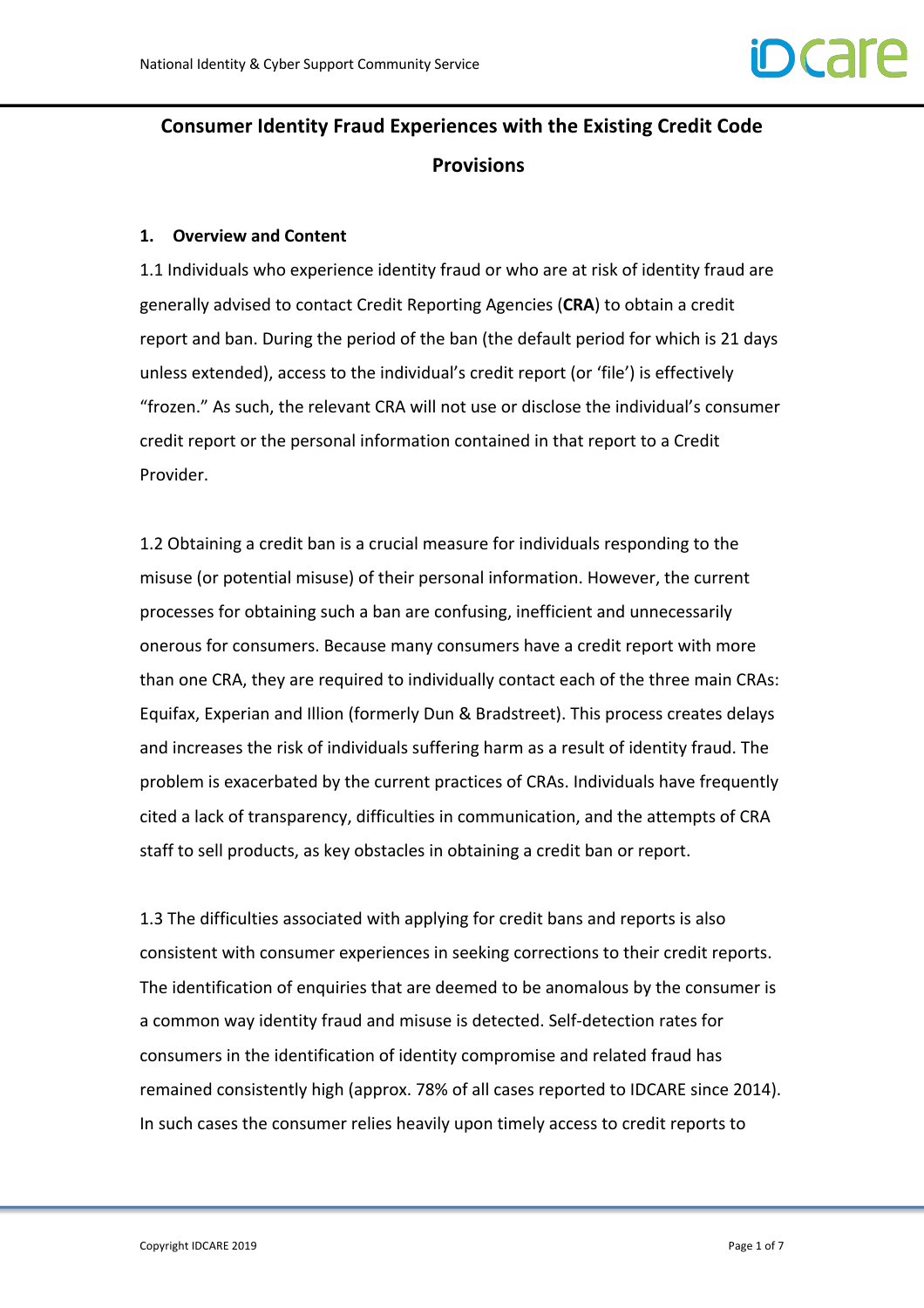# Consumer Identity Fraud Experiences with the Existing Credit Code Provisions

## 1. Overview and Content

1.1 Individuals who experience identity fraud or who are at risk of identity fraud are generally advised to contact Credit Reporting Agencies (**CRA**) to obtain a credit report and ban. During the period of the ban (the default period for which is 21 days unless extended), access to the individual's credit report (or 'file') is effectively "frozen." As such, the relevant CRA will not use or disclose the individual's consumer credit report or the personal information contained in that report to a Credit Provider.

1.2 Obtaining a credit ban is a crucial measure for individuals responding to the misuse (or potential misuse) of their personal information. However, the current processes for obtaining such a ban are confusing, inefficient and unnecessarily onerous for consumers. Because many consumers have a credit report with more than one CRA, they are required to individually contact each of the three main CRAs: Equifax, Experian and Illion (formerly Dun & Bradstreet). This process creates delays and increases the risk of individuals suffering harm as a result of identity fraud. The problem is exacerbated by the current practices of CRAs. Individuals have frequently cited a lack of transparency, difficulties in communication, and the attempts of CRA staff to sell products, as key obstacles in obtaining a credit ban or report.

1.3 The difficulties associated with applying for credit bans and reports is also consistent with consumer experiences in seeking corrections to their credit reports. The identification of enquiries that are deemed to be anomalous by the consumer is a common way identity fraud and misuse is detected. Self-detection rates for consumers in the identification of identity compromise and related fraud has remained consistently high (approx. 78% of all cases reported to IDCARE since 2014). In such cases the consumer relies heavily upon timely access to credit reports to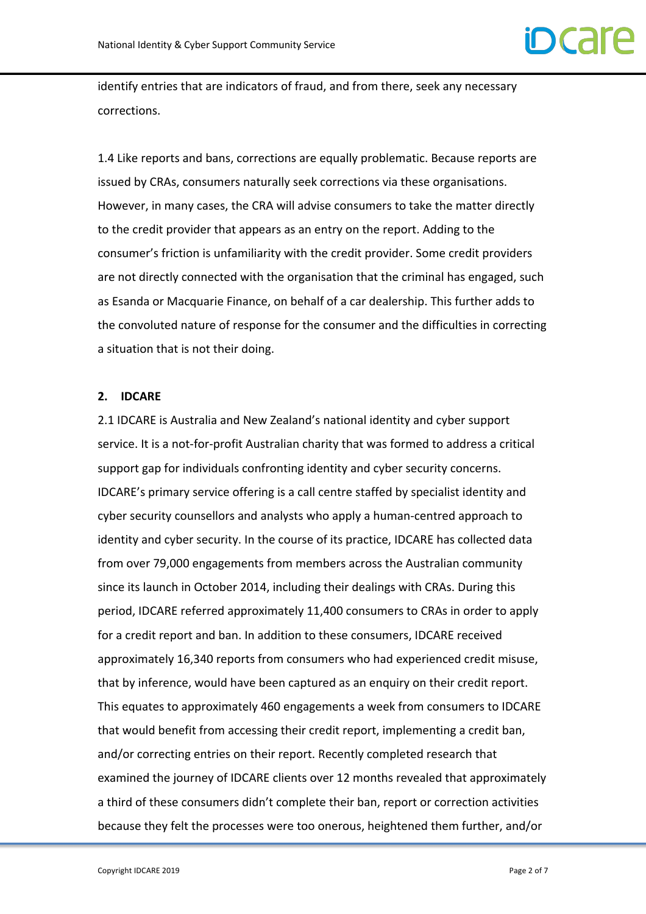identify entries that are indicators of fraud, and from there, seek any necessary corrections.

1.4 Like reports and bans, corrections are equally problematic. Because reports are issued by CRAs, consumers naturally seek corrections via these organisations. However, in many cases, the CRA will advise consumers to take the matter directly to the credit provider that appears as an entry on the report. Adding to the consumer's friction is unfamiliarity with the credit provider. Some credit providers are not directly connected with the organisation that the criminal has engaged, such as Esanda or Macquarie Finance, on behalf of a car dealership. This further adds to the convoluted nature of response for the consumer and the difficulties in correcting a situation that is not their doing.

## 2. IDCARE

2.1 IDCARE is Australia and New Zealand's national identity and cyber support service. It is a not-for-profit Australian charity that was formed to address a critical support gap for individuals confronting identity and cyber security concerns. IDCARE's primary service offering is a call centre staffed by specialist identity and cyber security counsellors and analysts who apply a human-centred approach to identity and cyber security. In the course of its practice, IDCARE has collected data from over 79,000 engagements from members across the Australian community since its launch in October 2014, including their dealings with CRAs. During this period, IDCARE referred approximately 11,400 consumers to CRAs in order to apply for a credit report and ban. In addition to these consumers, IDCARE received approximately 16,340 reports from consumers who had experienced credit misuse, that by inference, would have been captured as an enquiry on their credit report. This equates to approximately 460 engagements a week from consumers to IDCARE that would benefit from accessing their credit report, implementing a credit ban, and/or correcting entries on their report. Recently completed research that examined the journey of IDCARE clients over 12 months revealed that approximately a third of these consumers didn't complete their ban, report or correction activities because they felt the processes were too onerous, heightened them further, and/or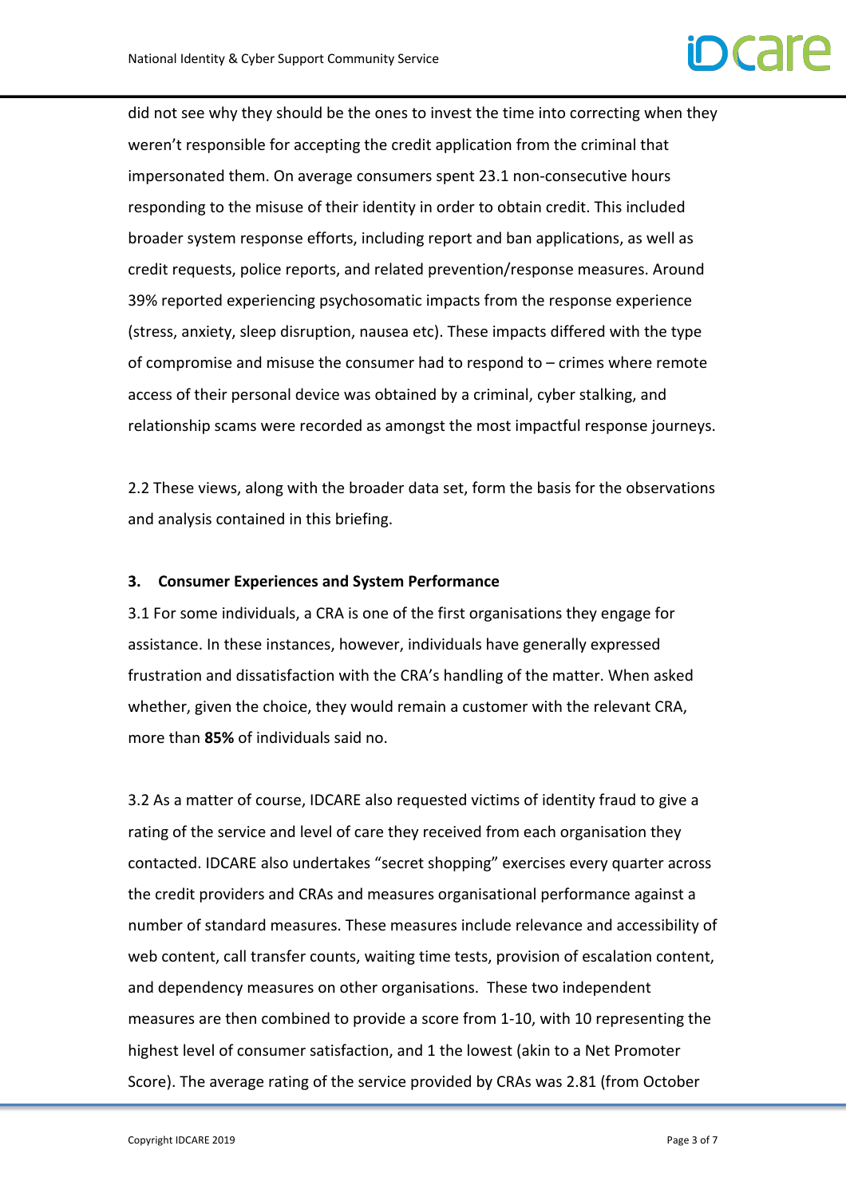did not see why they should be the ones to invest the time into correcting when they weren't responsible for accepting the credit application from the criminal that impersonated them. On average consumers spent 23.1 non-consecutive hours responding to the misuse of their identity in order to obtain credit. This included broader system response efforts, including report and ban applications, as well as credit requests, police reports, and related prevention/response measures. Around 39% reported experiencing psychosomatic impacts from the response experience (stress, anxiety, sleep disruption, nausea etc). These impacts differed with the type of compromise and misuse the consumer had to respond to – crimes where remote access of their personal device was obtained by a criminal, cyber stalking, and relationship scams were recorded as amongst the most impactful response journeys.

2.2 These views, along with the broader data set, form the basis for the observations and analysis contained in this briefing.

### 3. Consumer Experiences and System Performance

3.1 For some individuals, a CRA is one of the first organisations they engage for assistance. In these instances, however, individuals have generally expressed frustration and dissatisfaction with the CRA's handling of the matter. When asked whether, given the choice, they would remain a customer with the relevant CRA, more than **85%** of individuals said no.

3.2 As a matter of course, IDCARE also requested victims of identity fraud to give a rating of the service and level of care they received from each organisation they contacted. IDCARE also undertakes "secret shopping" exercises every quarter across the credit providers and CRAs and measures organisational performance against a number of standard measures. These measures include relevance and accessibility of web content, call transfer counts, waiting time tests, provision of escalation content, and dependency measures on other organisations. These two independent measures are then combined to provide a score from 1-10, with 10 representing the highest level of consumer satisfaction, and 1 the lowest (akin to a Net Promoter Score). The average rating of the service provided by CRAs was 2.81 (from October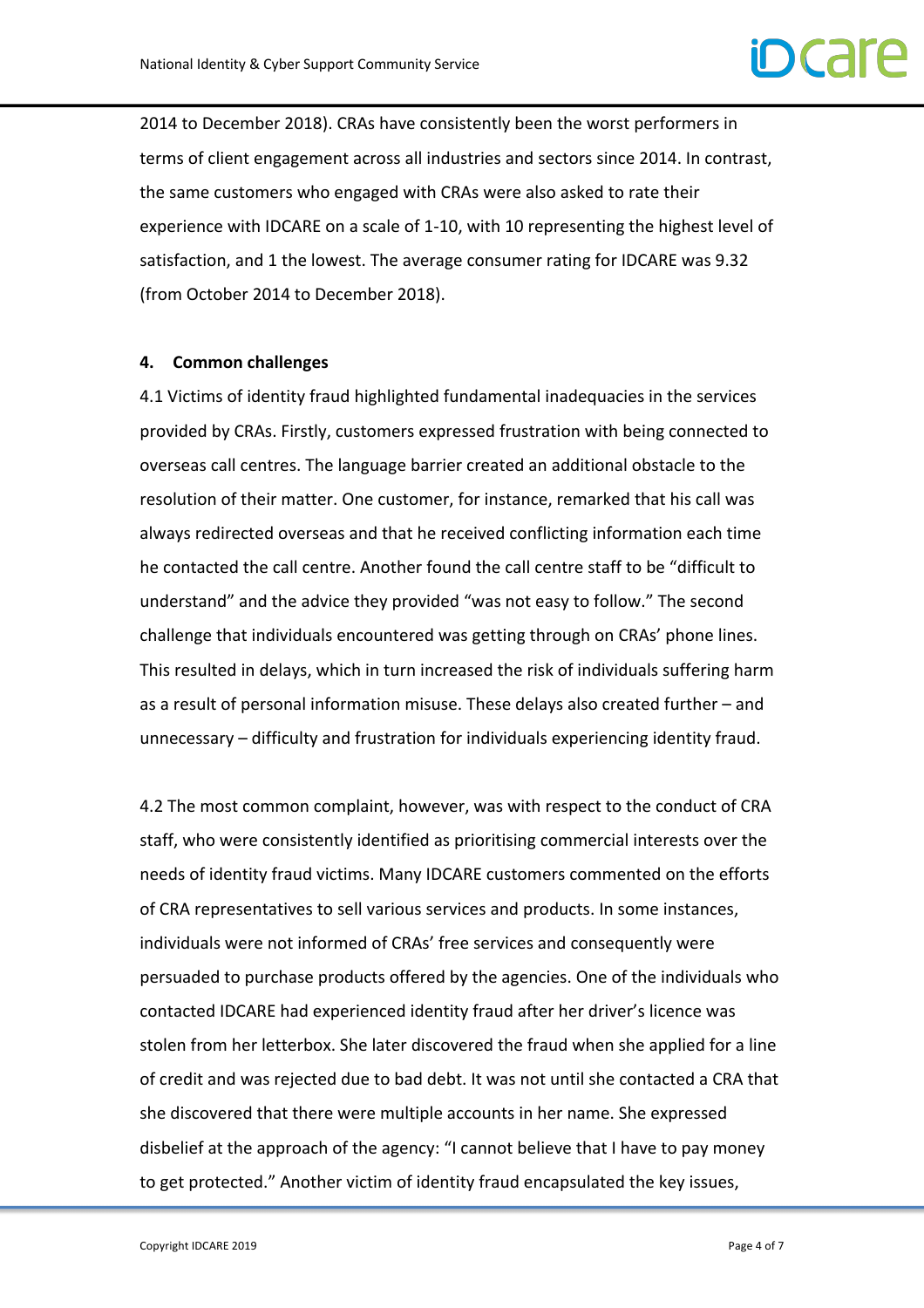2014 to December 2018). CRAs have consistently been the worst performers in terms of client engagement across all industries and sectors since 2014. In contrast, the same customers who engaged with CRAs were also asked to rate their experience with IDCARE on a scale of 1-10, with 10 representing the highest level of satisfaction, and 1 the lowest. The average consumer rating for IDCARE was 9.32 (from October 2014 to December 2018).

## 4. Common challenges

4.1 Victims of identity fraud highlighted fundamental inadequacies in the services provided by CRAs. Firstly, customers expressed frustration with being connected to overseas call centres. The language barrier created an additional obstacle to the resolution of their matter. One customer, for instance, remarked that his call was always redirected overseas and that he received conflicting information each time he contacted the call centre. Another found the call centre staff to be "difficult to understand" and the advice they provided "was not easy to follow." The second challenge that individuals encountered was getting through on CRAs' phone lines. This resulted in delays, which in turn increased the risk of individuals suffering harm as a result of personal information misuse. These delays also created further – and unnecessary – difficulty and frustration for individuals experiencing identity fraud.

4.2 The most common complaint, however, was with respect to the conduct of CRA staff, who were consistently identified as prioritising commercial interests over the needs of identity fraud victims. Many IDCARE customers commented on the efforts of CRA representatives to sell various services and products. In some instances, individuals were not informed of CRAs' free services and consequently were persuaded to purchase products offered by the agencies. One of the individuals who contacted IDCARE had experienced identity fraud after her driver's licence was stolen from her letterbox. She later discovered the fraud when she applied for a line of credit and was rejected due to bad debt. It was not until she contacted a CRA that she discovered that there were multiple accounts in her name. She expressed disbelief at the approach of the agency: "I cannot believe that I have to pay money to get protected." Another victim of identity fraud encapsulated the key issues,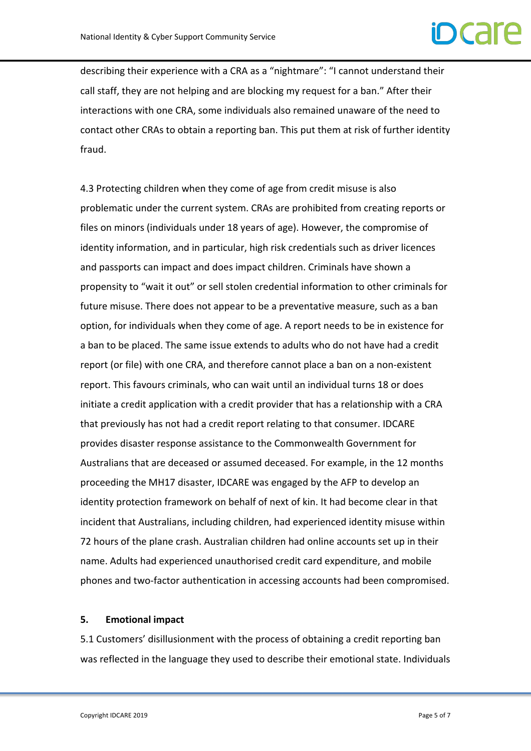describing their experience with a CRA as a "nightmare": "I cannot understand their call staff, they are not helping and are blocking my request for a ban." After their interactions with one CRA, some individuals also remained unaware of the need to contact other CRAs to obtain a reporting ban. This put them at risk of further identity fraud.

4.3 Protecting children when they come of age from credit misuse is also problematic under the current system. CRAs are prohibited from creating reports or files on minors (individuals under 18 years of age). However, the compromise of identity information, and in particular, high risk credentials such as driver licences and passports can impact and does impact children. Criminals have shown a propensity to "wait it out" or sell stolen credential information to other criminals for future misuse. There does not appear to be a preventative measure, such as a ban option, for individuals when they come of age. A report needs to be in existence for a ban to be placed. The same issue extends to adults who do not have had a credit report (or file) with one CRA, and therefore cannot place a ban on a non-existent report. This favours criminals, who can wait until an individual turns 18 or does initiate a credit application with a credit provider that has a relationship with a CRA that previously has not had a credit report relating to that consumer. IDCARE provides disaster response assistance to the Commonwealth Government for Australians that are deceased or assumed deceased. For example, in the 12 months proceeding the MH17 disaster, IDCARE was engaged by the AFP to develop an identity protection framework on behalf of next of kin. It had become clear in that incident that Australians, including children, had experienced identity misuse within 72 hours of the plane crash. Australian children had online accounts set up in their name. Adults had experienced unauthorised credit card expenditure, and mobile phones and two-factor authentication in accessing accounts had been compromised.

## 5. Emotional impact

5.1 Customers' disillusionment with the process of obtaining a credit reporting ban was reflected in the language they used to describe their emotional state. Individuals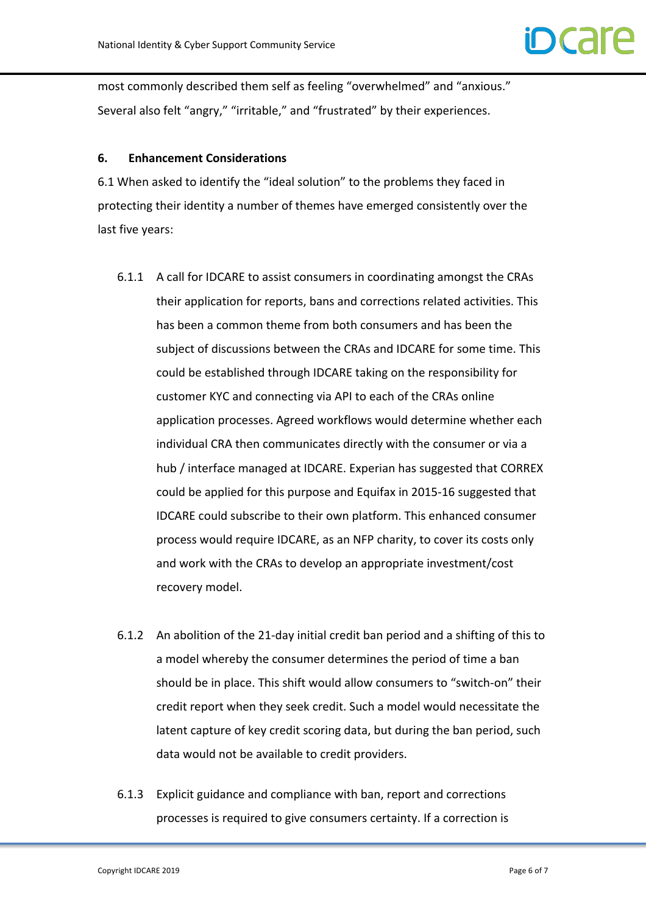most commonly described them self as feeling "overwhelmed" and "anxious." Several also felt "angry," "irritable," and "frustrated" by their experiences.

**6. Enhancement Considerations**

6.1 When asked to identify the "ideal solution" to the problems they faced in protecting their identity a number of themes have emerged consistently over the last five years:

6.1.1 A call for IDCARE to assist consumers in coordinating amongst the CRAs their application for reports, bans and corrections related activities. This has been a common theme from both consumers and has been the subject of discussions between the CRAs and IDCARE for some time. This could be established through IDCARE taking on the responsibility for customer KYC and connecting via API to each of the CRAs online application processes. Agreed workflows would determine whether each individual CRA then communicates directly with the consumer or via a hub / interface managed at IDCARE. Experian has suggested that CORREX could be applied for this purpose and Equifax in 2015-16 suggested that IDCARE could subscribe to their own platform. This enhanced consumer process would require IDCARE, as an NFP charity, to cover its costs only and work with the CRAs to develop an appropriate investment/cost recovery model.

6.1.2 An abolition of the 21-day initial credit ban period and a shifting of this to a model whereby the consumer determines the period of time a ban should be in place. This shift would allow consumers to "switch-on" their credit report when they seek credit. Such a model would necessitate the latent capture of key credit scoring data, but during the ban period, such data would not be available to credit providers.

6.1.3 Explicit guidance and compliance with ban, report and corrections processes is required to give consumers certainty. If a correction is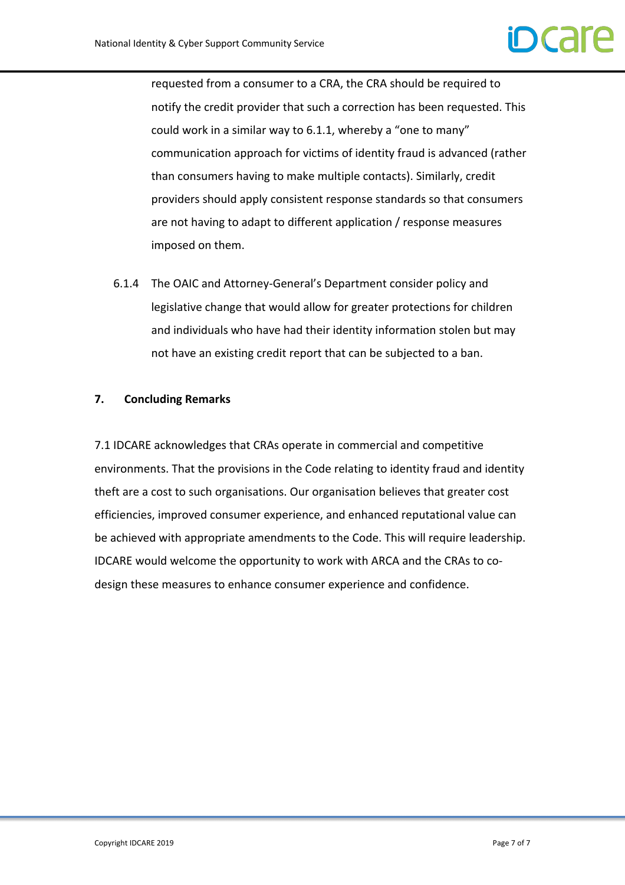requested from a consumer to a CRA, the CRA should be required to notify the credit provider that such a correction has been requested. This could work in a similar way to 6.1.1, whereby a "one to many" communication approach for victims of identity fraud is advanced (rather than consumers having to make multiple contacts). Similarly, credit providers should apply consistent response standards so that consumers are not having to adapt to different application / response measures imposed on them.

6.1.4 The OAIC and Attorney-General's Department consider policy and legislative change that would allow for greater protections for children and individuals who have had their identity information stolen but may not have an existing credit report that can be subjected to a ban.

## 7. Concluding Remarks

7.1 IDCARE acknowledges that CRAs operate in commercial and competitive environments. That the provisions in the Code relating to identity fraud and identity theft are a cost to such organisations. Our organisation believes that greater cost efficiencies, improved consumer experience, and enhanced reputational value can be achieved with appropriate amendments to the Code. This will require leadership. IDCARE would welcome the opportunity to work with ARCA and the CRAs to co-design these measures to enhance consumer experience and confidence.